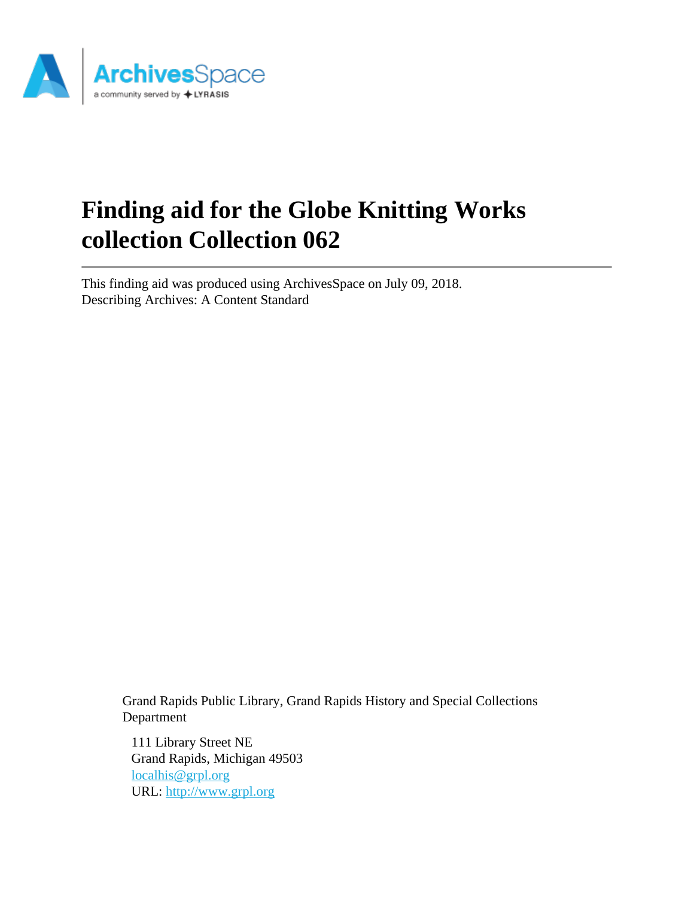# Finding aid for the Globe Knitting Works collection Collection 062

This finding aid was produced using ArchivesSpace on July 09, 2018.
Describing Archives: A Content Standard

Grand Rapids Public Library, Grand Rapids History and Special Collections Department

111 Library Street NE
Grand Rapids, Michigan 49503
localhis@grpl.org
URL: http://www.grpl.org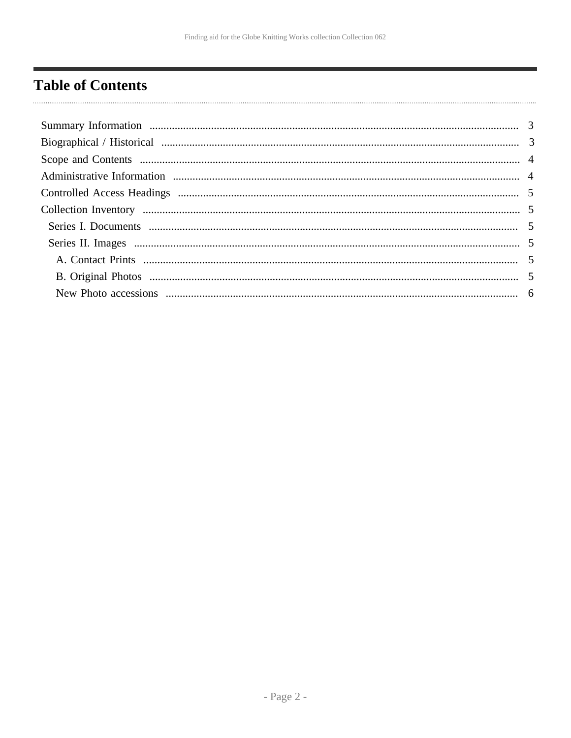# Table of Contents

- Summary Information ........ 3
- Biographical / Historical ........ 3
- Scope and Contents ........ 4
- Administrative Information ........ 4
- Controlled Access Headings ........ 5
- Collection Inventory ........ 5
  - Series I. Documents ........ 5
  - Series II. Images ........ 5
    - A. Contact Prints ........ 5
    - B. Original Photos ........ 5
    - New Photo accessions ........ 6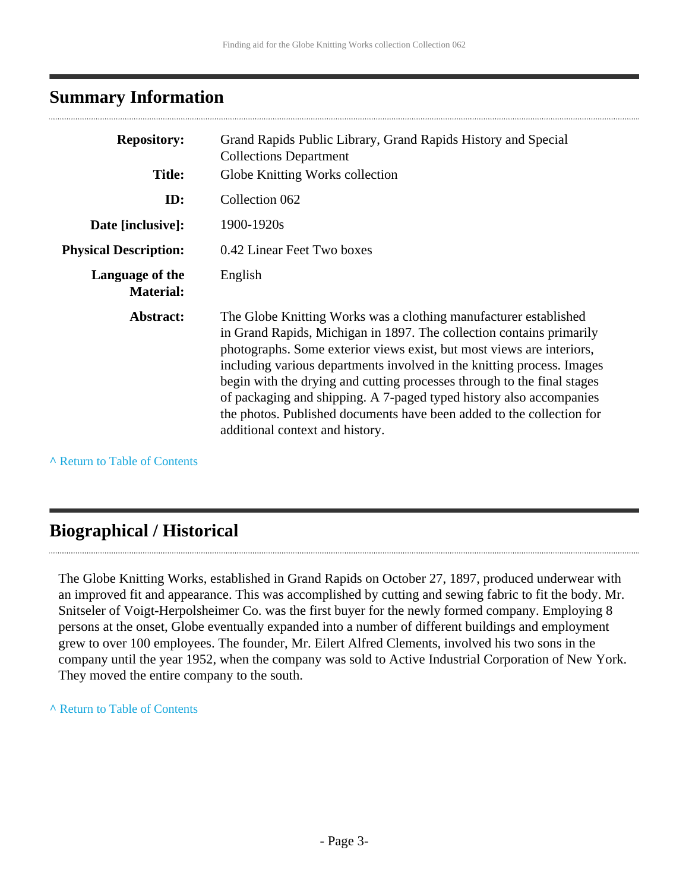## Summary Information

| | |
|---|---|
| **Repository:** | Grand Rapids Public Library, Grand Rapids History and Special Collections Department |
| **Title:** | Globe Knitting Works collection |
| **ID:** | Collection 062 |
| **Date [inclusive]:** | 1900-1920s |
| **Physical Description:** | 0.42 Linear Feet Two boxes |
| **Language of the Material:** | English |
| **Abstract:** | The Globe Knitting Works was a clothing manufacturer established in Grand Rapids, Michigan in 1897. The collection contains primarily photographs. Some exterior views exist, but most views are interiors, including various departments involved in the knitting process. Images begin with the drying and cutting processes through to the final stages of packaging and shipping. A 7-paged typed history also accompanies the photos. Published documents have been added to the collection for additional context and history. |

^ Return to Table of Contents

## Biographical / Historical

The Globe Knitting Works, established in Grand Rapids on October 27, 1897, produced underwear with an improved fit and appearance. This was accomplished by cutting and sewing fabric to fit the body. Mr. Snitseler of Voigt-Herpolsheimer Co. was the first buyer for the newly formed company. Employing 8 persons at the onset, Globe eventually expanded into a number of different buildings and employment grew to over 100 employees. The founder, Mr. Eilert Alfred Clements, involved his two sons in the company until the year 1952, when the company was sold to Active Industrial Corporation of New York. They moved the entire company to the south.

^ Return to Table of Contents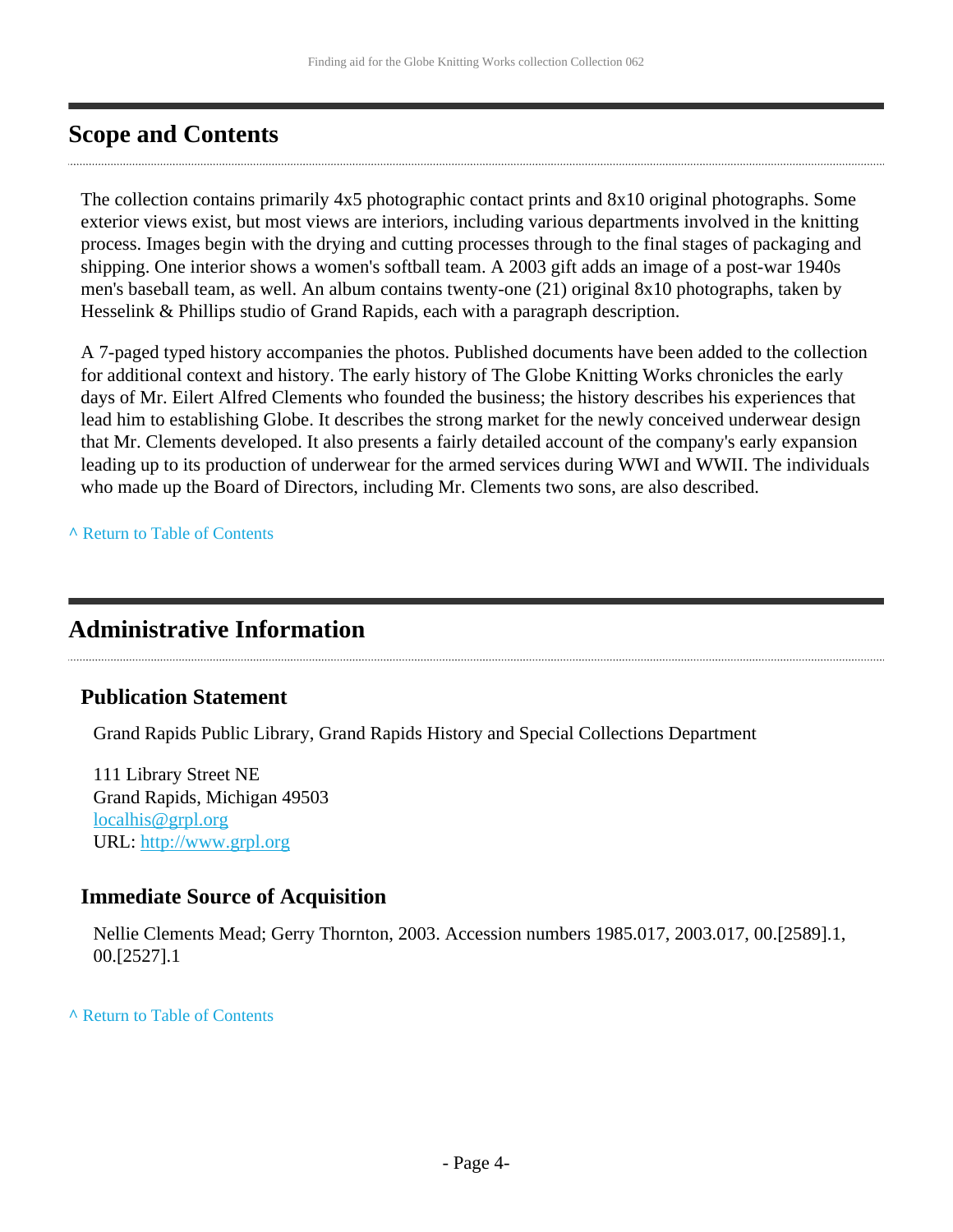## Scope and Contents

The collection contains primarily 4x5 photographic contact prints and 8x10 original photographs. Some exterior views exist, but most views are interiors, including various departments involved in the knitting process. Images begin with the drying and cutting processes through to the final stages of packaging and shipping. One interior shows a women's softball team. A 2003 gift adds an image of a post-war 1940s men's baseball team, as well. An album contains twenty-one (21) original 8x10 photographs, taken by Hesselink & Phillips studio of Grand Rapids, each with a paragraph description.

A 7-paged typed history accompanies the photos. Published documents have been added to the collection for additional context and history. The early history of The Globe Knitting Works chronicles the early days of Mr. Eilert Alfred Clements who founded the business; the history describes his experiences that lead him to establishing Globe. It describes the strong market for the newly conceived underwear design that Mr. Clements developed. It also presents a fairly detailed account of the company's early expansion leading up to its production of underwear for the armed services during WWI and WWII. The individuals who made up the Board of Directors, including Mr. Clements two sons, are also described.

^ Return to Table of Contents

## Administrative Information

### Publication Statement

Grand Rapids Public Library, Grand Rapids History and Special Collections Department

111 Library Street NE
Grand Rapids, Michigan 49503
localhis@grpl.org
URL: http://www.grpl.org

### Immediate Source of Acquisition

Nellie Clements Mead; Gerry Thornton, 2003. Accession numbers 1985.017, 2003.017, 00.[2589].1, 00.[2527].1

^ Return to Table of Contents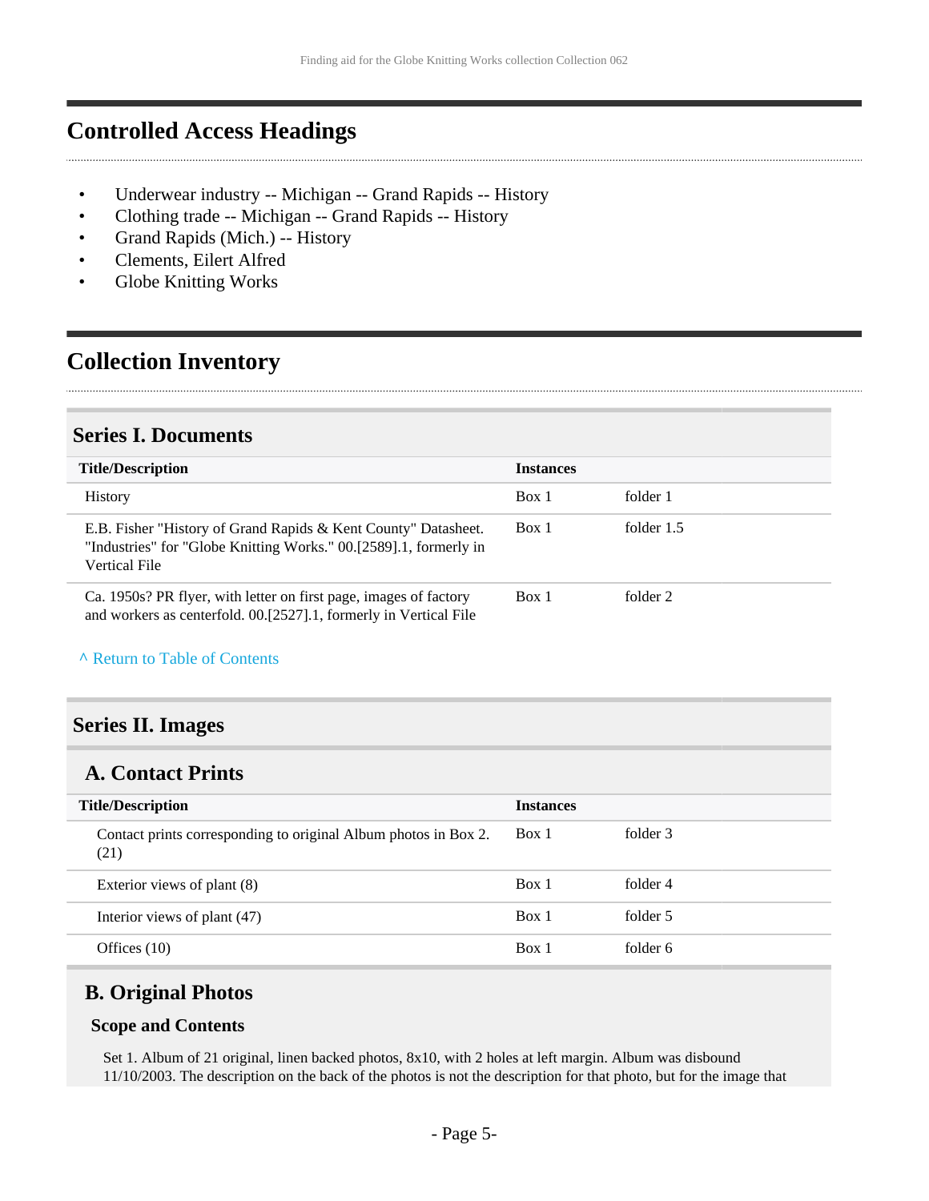## Controlled Access Headings

- Underwear industry -- Michigan -- Grand Rapids -- History
- Clothing trade -- Michigan -- Grand Rapids -- History
- Grand Rapids (Mich.) -- History
- Clements, Eilert Alfred
- Globe Knitting Works

## Collection Inventory

### Series I. Documents

| Title/Description | Instances | |
|---|---|---|
| History | Box 1 | folder 1 |
| E.B. Fisher "History of Grand Rapids & Kent County" Datasheet. "Industries" for "Globe Knitting Works." 00.[2589].1, formerly in Vertical File | Box 1 | folder 1.5 |
| Ca. 1950s? PR flyer, with letter on first page, images of factory and workers as centerfold. 00.[2527].1, formerly in Vertical File | Box 1 | folder 2 |

^ Return to Table of Contents

### Series II. Images

#### A. Contact Prints

| Title/Description | Instances | |
|---|---|---|
| Contact prints corresponding to original Album photos in Box 2. (21) | Box 1 | folder 3 |
| Exterior views of plant (8) | Box 1 | folder 4 |
| Interior views of plant (47) | Box 1 | folder 5 |
| Offices (10) | Box 1 | folder 6 |

#### B. Original Photos

**Scope and Contents**

Set 1. Album of 21 original, linen backed photos, 8x10, with 2 holes at left margin. Album was disbound 11/10/2003. The description on the back of the photos is not the description for that photo, but for the image that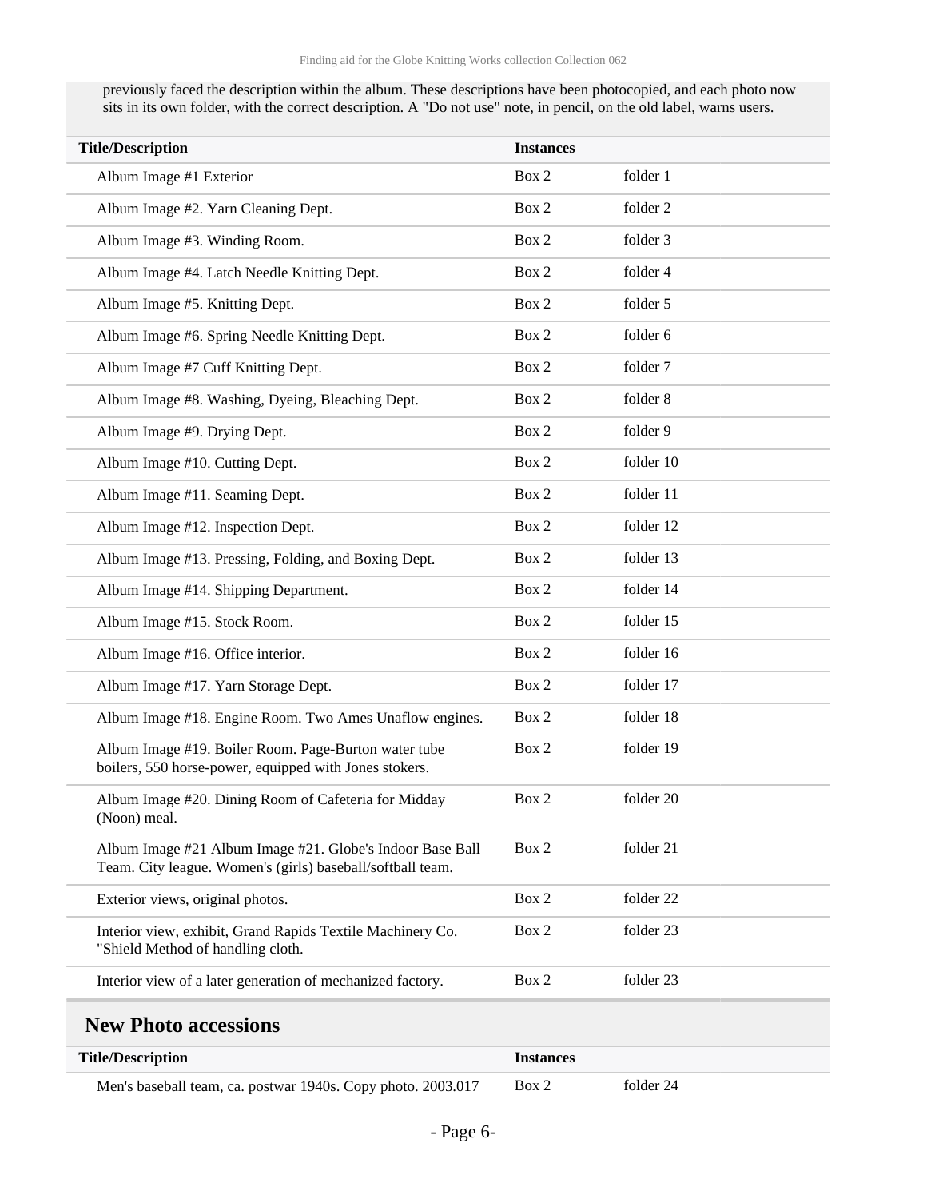previously faced the description within the album. These descriptions have been photocopied, and each photo now sits in its own folder, with the correct description. A "Do not use" note, in pencil, on the old label, warns users.

| Title/Description | Instances | |
|---|---|---|
| Album Image #1 Exterior | Box 2 | folder 1 |
| Album Image #2. Yarn Cleaning Dept. | Box 2 | folder 2 |
| Album Image #3. Winding Room. | Box 2 | folder 3 |
| Album Image #4. Latch Needle Knitting Dept. | Box 2 | folder 4 |
| Album Image #5. Knitting Dept. | Box 2 | folder 5 |
| Album Image #6. Spring Needle Knitting Dept. | Box 2 | folder 6 |
| Album Image #7 Cuff Knitting Dept. | Box 2 | folder 7 |
| Album Image #8. Washing, Dyeing, Bleaching Dept. | Box 2 | folder 8 |
| Album Image #9. Drying Dept. | Box 2 | folder 9 |
| Album Image #10. Cutting Dept. | Box 2 | folder 10 |
| Album Image #11. Seaming Dept. | Box 2 | folder 11 |
| Album Image #12. Inspection Dept. | Box 2 | folder 12 |
| Album Image #13. Pressing, Folding, and Boxing Dept. | Box 2 | folder 13 |
| Album Image #14. Shipping Department. | Box 2 | folder 14 |
| Album Image #15. Stock Room. | Box 2 | folder 15 |
| Album Image #16. Office interior. | Box 2 | folder 16 |
| Album Image #17. Yarn Storage Dept. | Box 2 | folder 17 |
| Album Image #18. Engine Room. Two Ames Unaflow engines. | Box 2 | folder 18 |
| Album Image #19. Boiler Room. Page-Burton water tube boilers, 550 horse-power, equipped with Jones stokers. | Box 2 | folder 19 |
| Album Image #20. Dining Room of Cafeteria for Midday (Noon) meal. | Box 2 | folder 20 |
| Album Image #21 Album Image #21. Globe's Indoor Base Ball Team. City league. Women's (girls) baseball/softball team. | Box 2 | folder 21 |
| Exterior views, original photos. | Box 2 | folder 22 |
| Interior view, exhibit, Grand Rapids Textile Machinery Co. "Shield Method of handling cloth. | Box 2 | folder 23 |
| Interior view of a later generation of mechanized factory. | Box 2 | folder 23 |

## New Photo accessions

| Title/Description | Instances | |
|---|---|---|
| Men's baseball team, ca. postwar 1940s. Copy photo. 2003.017 | Box 2 | folder 24 |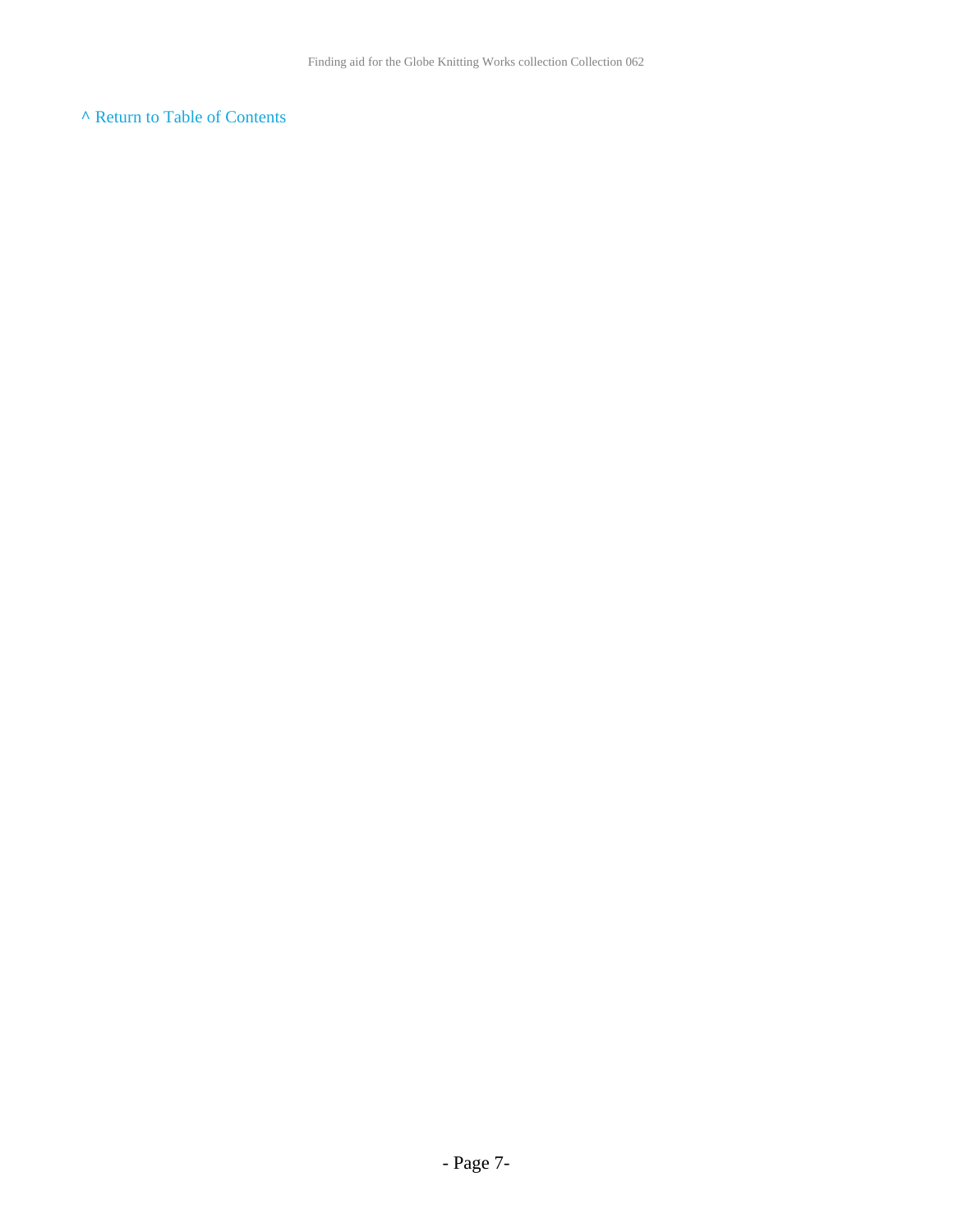^ Return to Table of Contents